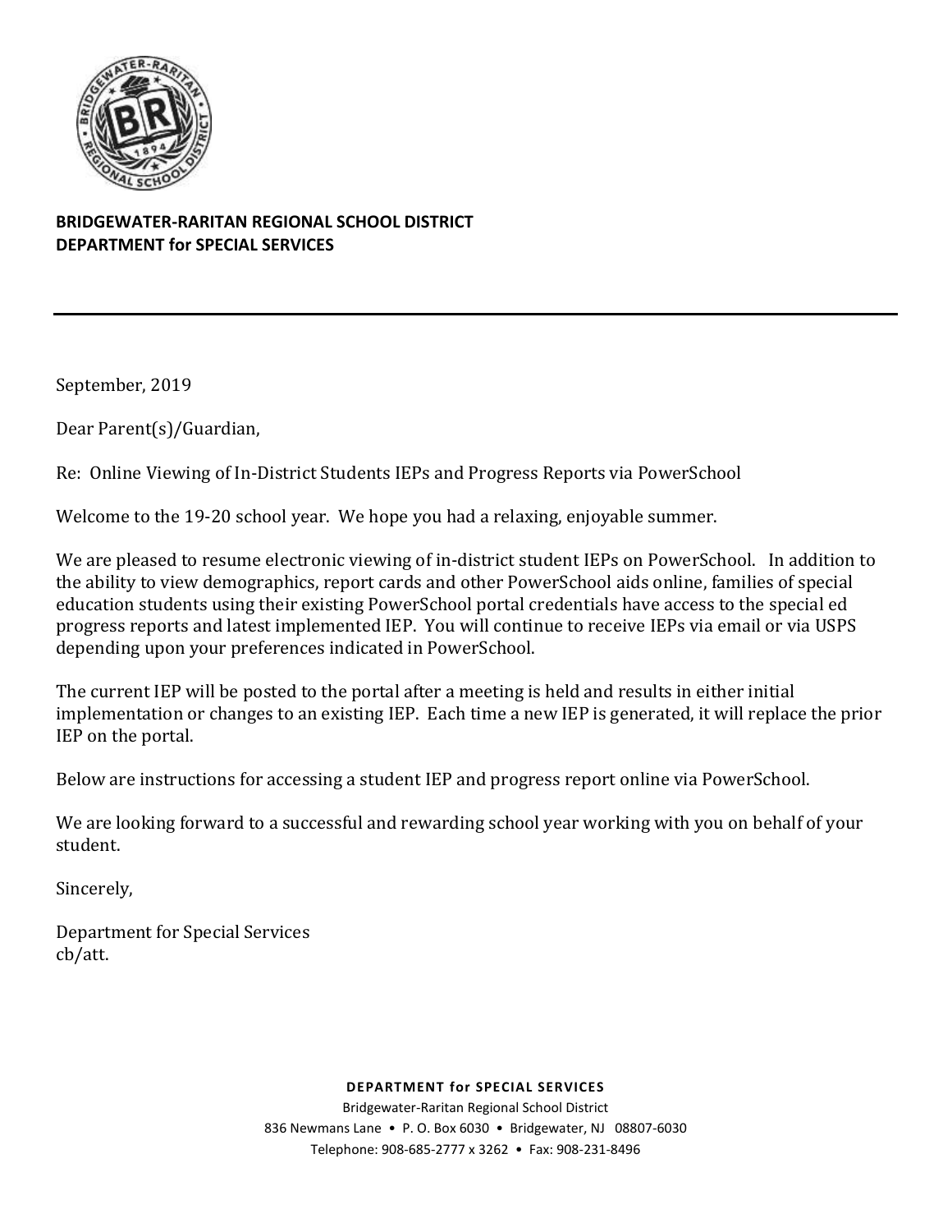**BRIDGEWATER-RARITAN REGIONAL SCHOOL DISTRICT**
**DEPARTMENT for SPECIAL SERVICES**

---

September, 2019

Dear Parent(s)/Guardian,

Re: Online Viewing of In-District Students IEPs and Progress Reports via PowerSchool

Welcome to the 19-20 school year. We hope you had a relaxing, enjoyable summer.

We are pleased to resume electronic viewing of in-district student IEPs on PowerSchool. In addition to the ability to view demographics, report cards and other PowerSchool aids online, families of special education students using their existing PowerSchool portal credentials have access to the special ed progress reports and latest implemented IEP. You will continue to receive IEPs via email or via USPS depending upon your preferences indicated in PowerSchool.

The current IEP will be posted to the portal after a meeting is held and results in either initial implementation or changes to an existing IEP. Each time a new IEP is generated, it will replace the prior IEP on the portal.

Below are instructions for accessing a student IEP and progress report online via PowerSchool.

We are looking forward to a successful and rewarding school year working with you on behalf of your student.

Sincerely,

Department for Special Services
cb/att.

**DEPARTMENT for SPECIAL SERVICES**
Bridgewater-Raritan Regional School District
836 Newmans Lane • P. O. Box 6030 • Bridgewater, NJ 08807-6030
Telephone: 908-685-2777 x 3262 • Fax: 908-231-8496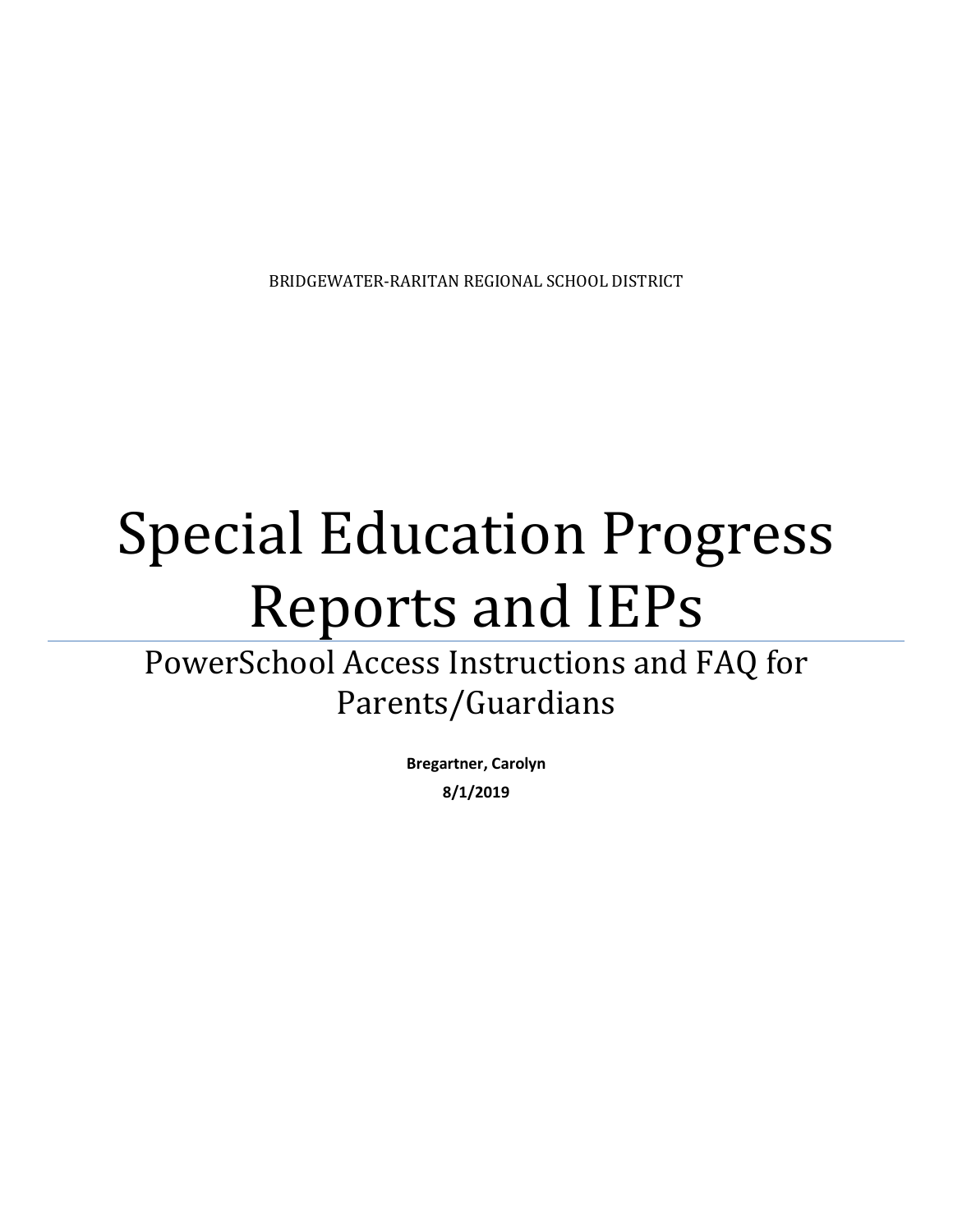BRIDGEWATER-RARITAN REGIONAL SCHOOL DISTRICT

# Special Education Progress Reports and IEPs

## PowerSchool Access Instructions and FAQ for Parents/Guardians

**Bregartner, Carolyn**

**8/1/2019**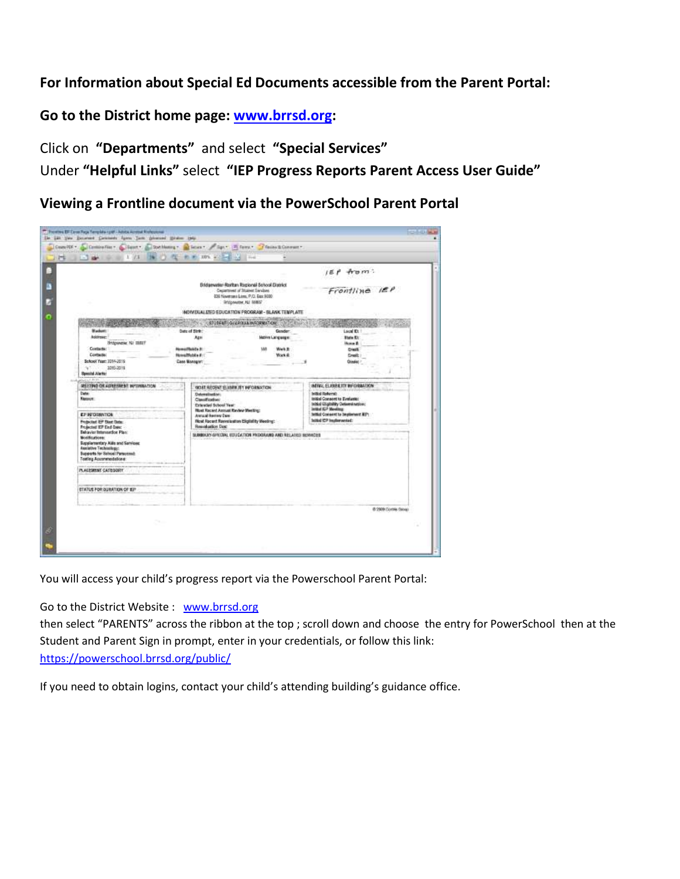**For Information about Special Ed Documents accessible from the Parent Portal:**

**Go to the District home page: [www.brrsd.org](http://www.brrsd.org):**

Click on **"Departments"** and select **"Special Services"**
Under **"Helpful Links"** select **"IEP Progress Reports Parent Access User Guide"**

**Viewing a Frontline document via the PowerSchool Parent Portal**

You will access your child's progress report via the Powerschool Parent Portal:

Go to the District Website : [www.brrsd.org](http://www.brrsd.org)
then select "PARENTS" across the ribbon at the top ; scroll down and choose the entry for PowerSchool then at the Student and Parent Sign in prompt, enter in your credentials, or follow this link:
[https://powerschool.brrsd.org/public/](https://powerschool.brrsd.org/public/)

If you need to obtain logins, contact your child's attending building's guidance office.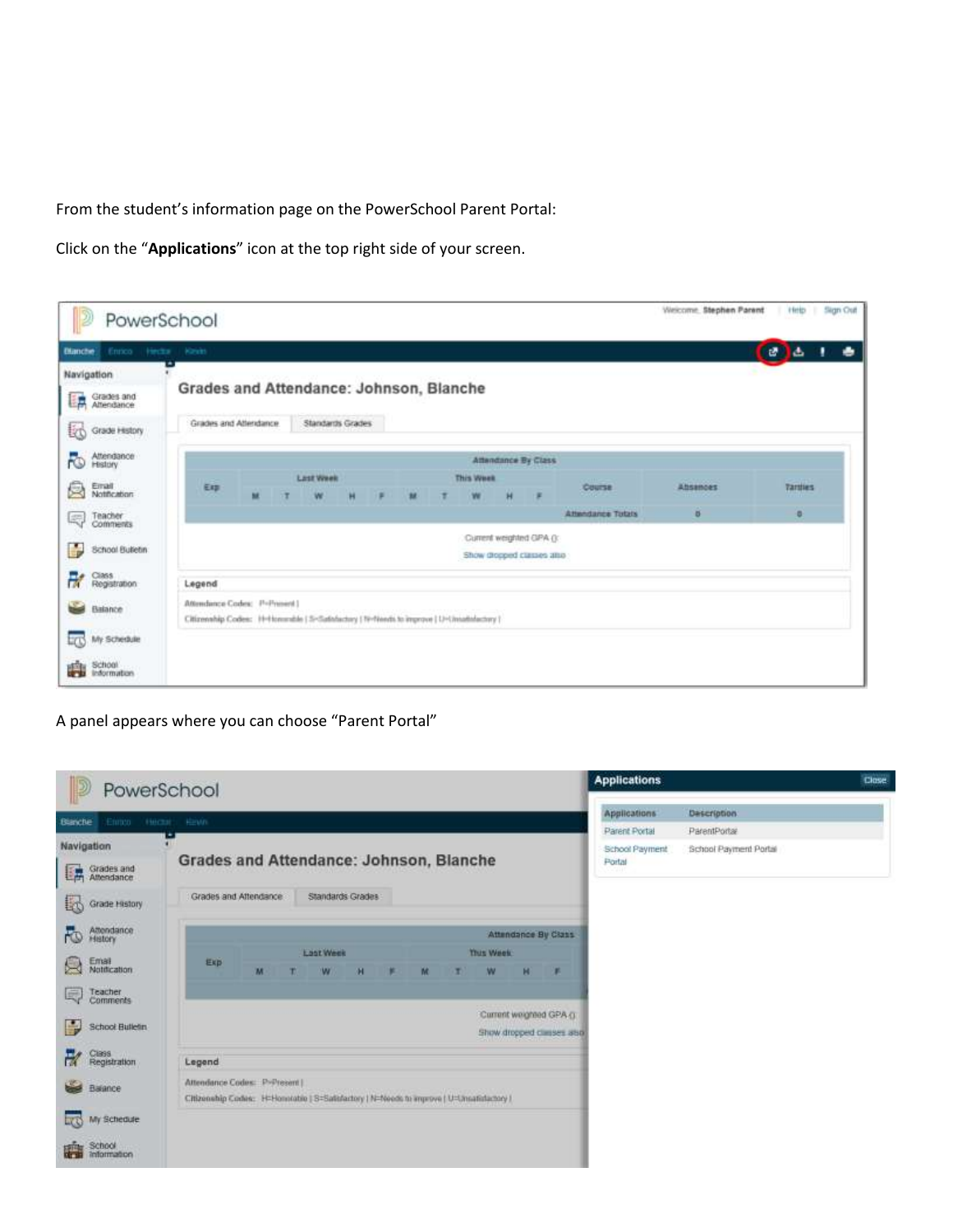From the student's information page on the PowerSchool Parent Portal:

Click on the "**Applications**" icon at the top right side of your screen.

A panel appears where you can choose "Parent Portal"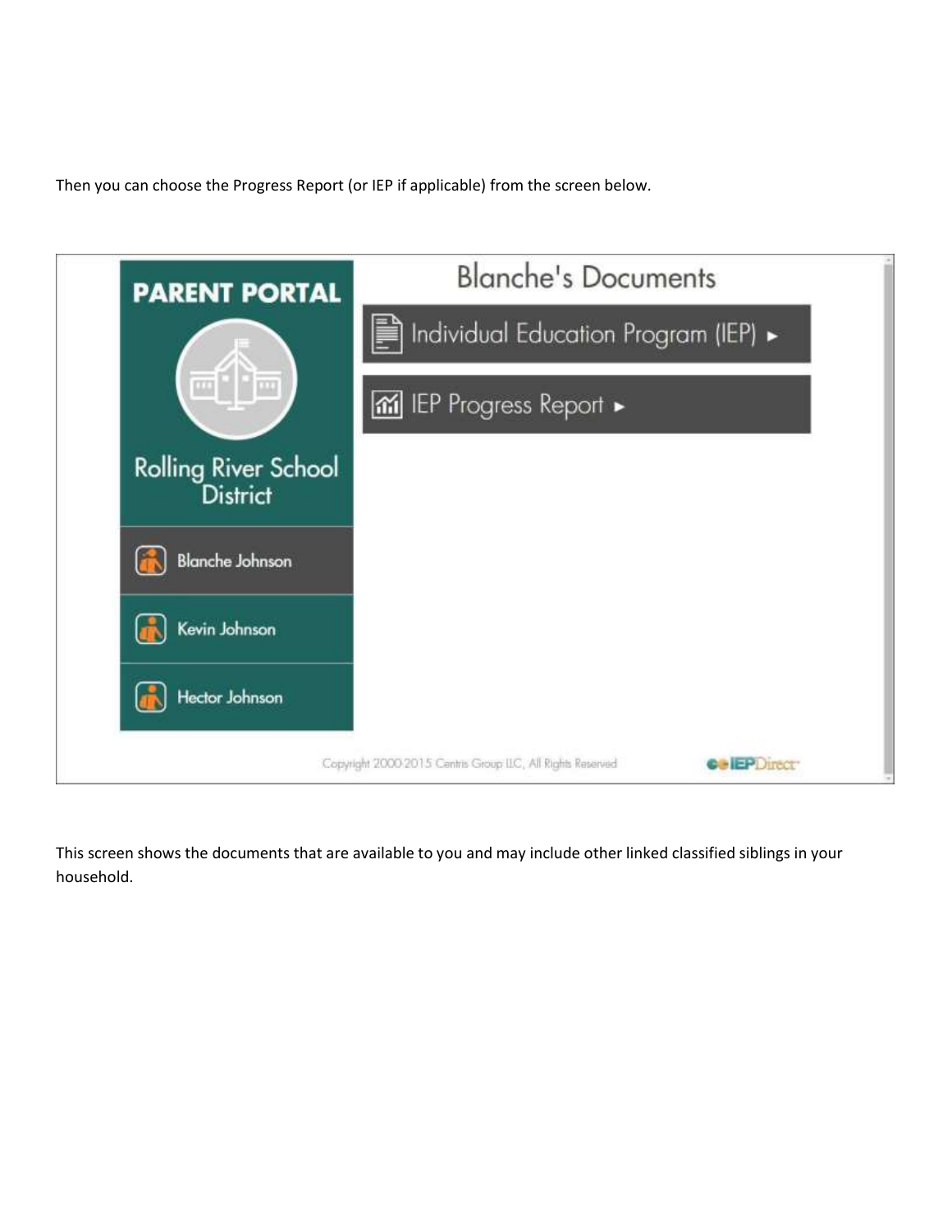Then you can choose the Progress Report (or IEP if applicable) from the screen below.

This screen shows the documents that are available to you and may include other linked classified siblings in your household.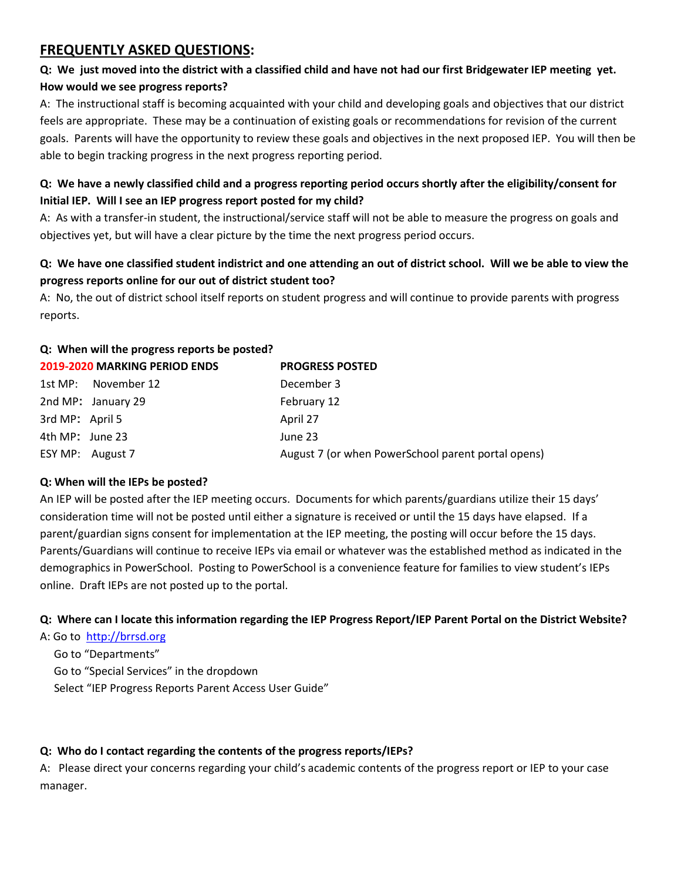## FREQUENTLY ASKED QUESTIONS:

**Q: We just moved into the district with a classified child and have not had our first Bridgewater IEP meeting yet. How would we see progress reports?**

A: The instructional staff is becoming acquainted with your child and developing goals and objectives that our district feels are appropriate. These may be a continuation of existing goals or recommendations for revision of the current goals. Parents will have the opportunity to review these goals and objectives in the next proposed IEP. You will then be able to begin tracking progress in the next progress reporting period.

**Q: We have a newly classified child and a progress reporting period occurs shortly after the eligibility/consent for Initial IEP. Will I see an IEP progress report posted for my child?**

A: As with a transfer-in student, the instructional/service staff will not be able to measure the progress on goals and objectives yet, but will have a clear picture by the time the next progress period occurs.

**Q: We have one classified student indistrict and one attending an out of district school. Will we be able to view the progress reports online for our out of district student too?**

A: No, the out of district school itself reports on student progress and will continue to provide parents with progress reports.

**Q: When will the progress reports be posted?**

| **2019-2020 MARKING PERIOD ENDS** | | **PROGRESS POSTED** |
|---|---|---|
| 1st MP: | November 12 | December 3 |
| 2nd MP: | January 29 | February 12 |
| 3rd MP: | April 5 | April 27 |
| 4th MP: | June 23 | June 23 |
| ESY MP: | August 7 | August 7 (or when PowerSchool parent portal opens) |

**Q: When will the IEPs be posted?**

An IEP will be posted after the IEP meeting occurs. Documents for which parents/guardians utilize their 15 days' consideration time will not be posted until either a signature is received or until the 15 days have elapsed. If a parent/guardian signs consent for implementation at the IEP meeting, the posting will occur before the 15 days. Parents/Guardians will continue to receive IEPs via email or whatever was the established method as indicated in the demographics in PowerSchool. Posting to PowerSchool is a convenience feature for families to view student's IEPs online. Draft IEPs are not posted up to the portal.

**Q: Where can I locate this information regarding the IEP Progress Report/IEP Parent Portal on the District Website?**

A: Go to http://brrsd.org
- Go to "Departments"
- Go to "Special Services" in the dropdown
- Select "IEP Progress Reports Parent Access User Guide"

**Q: Who do I contact regarding the contents of the progress reports/IEPs?**

A: Please direct your concerns regarding your child's academic contents of the progress report or IEP to your case manager.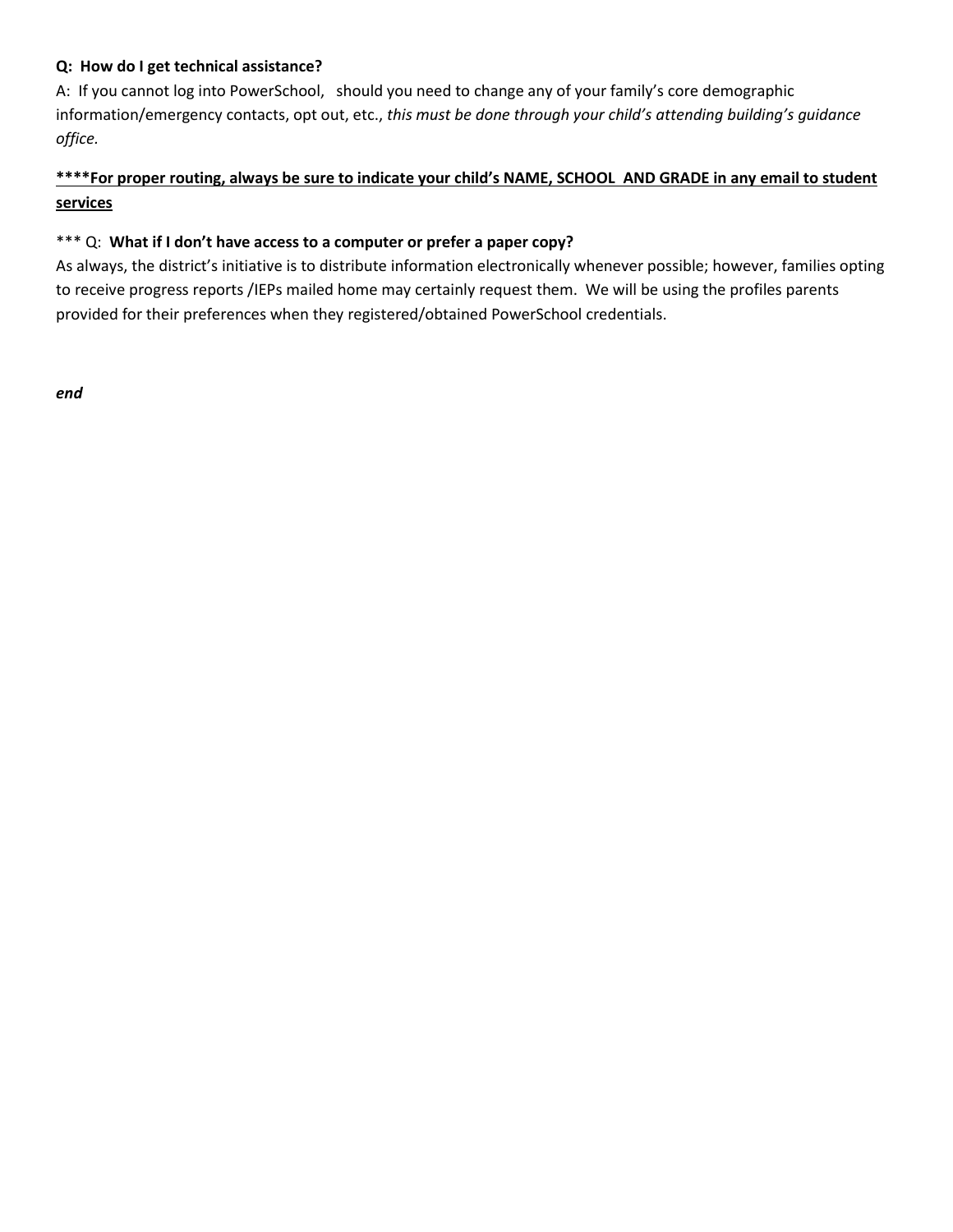**Q: How do I get technical assistance?**

A: If you cannot log into PowerSchool, should you need to change any of your family's core demographic information/emergency contacts, opt out, etc., *this must be done through your child's attending building's guidance office.*

**<u>****For proper routing, always be sure to indicate your child's NAME, SCHOOL AND GRADE in any email to student services</u>**

*** Q: **What if I don't have access to a computer or prefer a paper copy?**

As always, the district's initiative is to distribute information electronically whenever possible; however, families opting to receive progress reports /IEPs mailed home may certainly request them. We will be using the profiles parents provided for their preferences when they registered/obtained PowerSchool credentials.

***end***